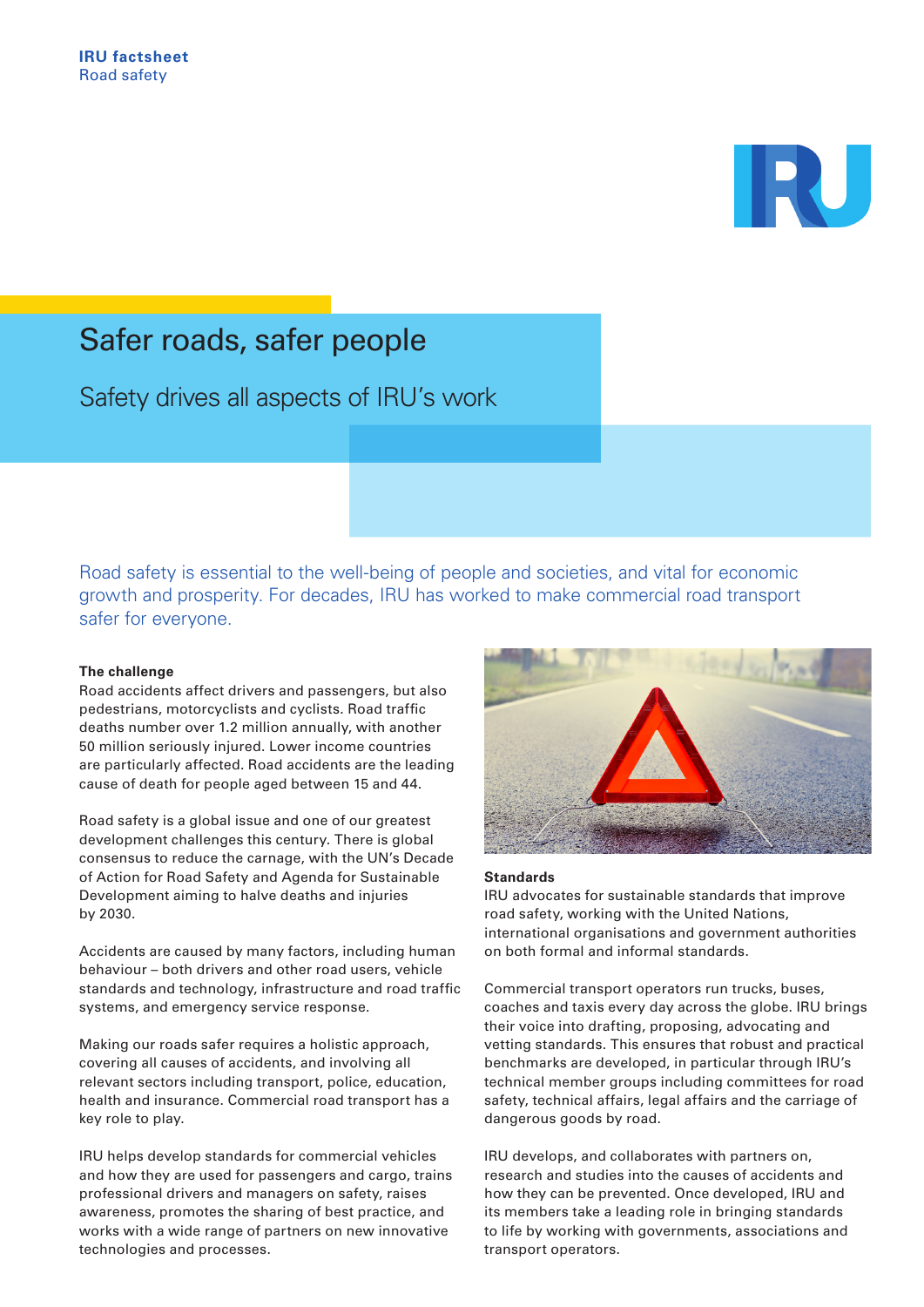**IRU factsheet**
Road safety

# Safer roads, safer people

## Safety drives all aspects of IRU's work

Road safety is essential to the well-being of people and societies, and vital for economic growth and prosperity. For decades, IRU has worked to make commercial road transport safer for everyone.

**The challenge**

Road accidents affect drivers and passengers, but also pedestrians, motorcyclists and cyclists. Road traffic deaths number over 1.2 million annually, with another 50 million seriously injured. Lower income countries are particularly affected. Road accidents are the leading cause of death for people aged between 15 and 44.

Road safety is a global issue and one of our greatest development challenges this century. There is global consensus to reduce the carnage, with the UN's Decade of Action for Road Safety and Agenda for Sustainable Development aiming to halve deaths and injuries by 2030.

Accidents are caused by many factors, including human behaviour – both drivers and other road users, vehicle standards and technology, infrastructure and road traffic systems, and emergency service response.

Making our roads safer requires a holistic approach, covering all causes of accidents, and involving all relevant sectors including transport, police, education, health and insurance. Commercial road transport has a key role to play.

IRU helps develop standards for commercial vehicles and how they are used for passengers and cargo, trains professional drivers and managers on safety, raises awareness, promotes the sharing of best practice, and works with a wide range of partners on new innovative technologies and processes.

**Standards**

IRU advocates for sustainable standards that improve road safety, working with the United Nations, international organisations and government authorities on both formal and informal standards.

Commercial transport operators run trucks, buses, coaches and taxis every day across the globe. IRU brings their voice into drafting, proposing, advocating and vetting standards. This ensures that robust and practical benchmarks are developed, in particular through IRU's technical member groups including committees for road safety, technical affairs, legal affairs and the carriage of dangerous goods by road.

IRU develops, and collaborates with partners on, research and studies into the causes of accidents and how they can be prevented. Once developed, IRU and its members take a leading role in bringing standards to life by working with governments, associations and transport operators.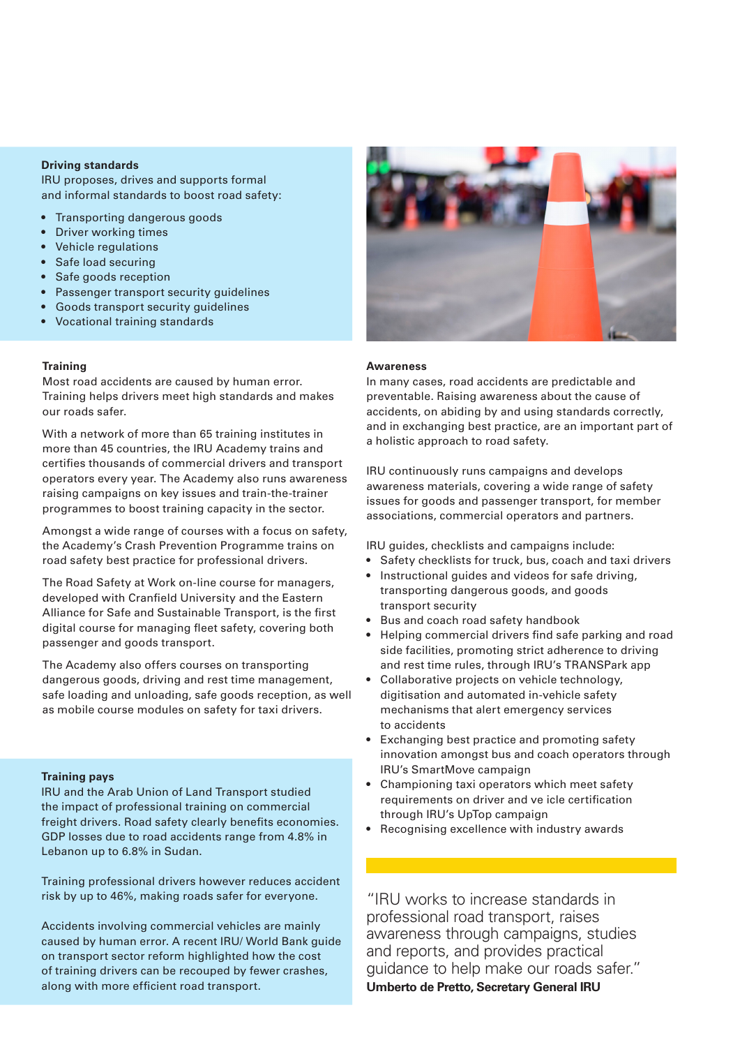**Driving standards**

IRU proposes, drives and supports formal and informal standards to boost road safety:

- Transporting dangerous goods
- Driver working times
- Vehicle regulations
- Safe load securing
- Safe goods reception
- Passenger transport security guidelines
- Goods transport security guidelines
- Vocational training standards

**Training**

Most road accidents are caused by human error. Training helps drivers meet high standards and makes our roads safer.

With a network of more than 65 training institutes in more than 45 countries, the IRU Academy trains and certifies thousands of commercial drivers and transport operators every year. The Academy also runs awareness raising campaigns on key issues and train-the-trainer programmes to boost training capacity in the sector.

Amongst a wide range of courses with a focus on safety, the Academy's Crash Prevention Programme trains on road safety best practice for professional drivers.

The Road Safety at Work on-line course for managers, developed with Cranfield University and the Eastern Alliance for Safe and Sustainable Transport, is the first digital course for managing fleet safety, covering both passenger and goods transport.

The Academy also offers courses on transporting dangerous goods, driving and rest time management, safe loading and unloading, safe goods reception, as well as mobile course modules on safety for taxi drivers.

**Training pays**

IRU and the Arab Union of Land Transport studied the impact of professional training on commercial freight drivers. Road safety clearly benefits economies. GDP losses due to road accidents range from 4.8% in Lebanon up to 6.8% in Sudan.

Training professional drivers however reduces accident risk by up to 46%, making roads safer for everyone.

Accidents involving commercial vehicles are mainly caused by human error. A recent IRU/ World Bank guide on transport sector reform highlighted how the cost of training drivers can be recouped by fewer crashes, along with more efficient road transport.

**Awareness**

In many cases, road accidents are predictable and preventable. Raising awareness about the cause of accidents, on abiding by and using standards correctly, and in exchanging best practice, are an important part of a holistic approach to road safety.

IRU continuously runs campaigns and develops awareness materials, covering a wide range of safety issues for goods and passenger transport, for member associations, commercial operators and partners.

IRU guides, checklists and campaigns include:

- Safety checklists for truck, bus, coach and taxi drivers
- Instructional guides and videos for safe driving, transporting dangerous goods, and goods transport security
- Bus and coach road safety handbook
- Helping commercial drivers find safe parking and road side facilities, promoting strict adherence to driving and rest time rules, through IRU's TRANSPark app
- Collaborative projects on vehicle technology, digitisation and automated in-vehicle safety mechanisms that alert emergency services to accidents
- Exchanging best practice and promoting safety innovation amongst bus and coach operators through IRU's SmartMove campaign
- Championing taxi operators which meet safety requirements on driver and ve icle certification through IRU's UpTop campaign
- Recognising excellence with industry awards

"IRU works to increase standards in professional road transport, raises awareness through campaigns, studies and reports, and provides practical guidance to help make our roads safer."

**Umberto de Pretto, Secretary General IRU**